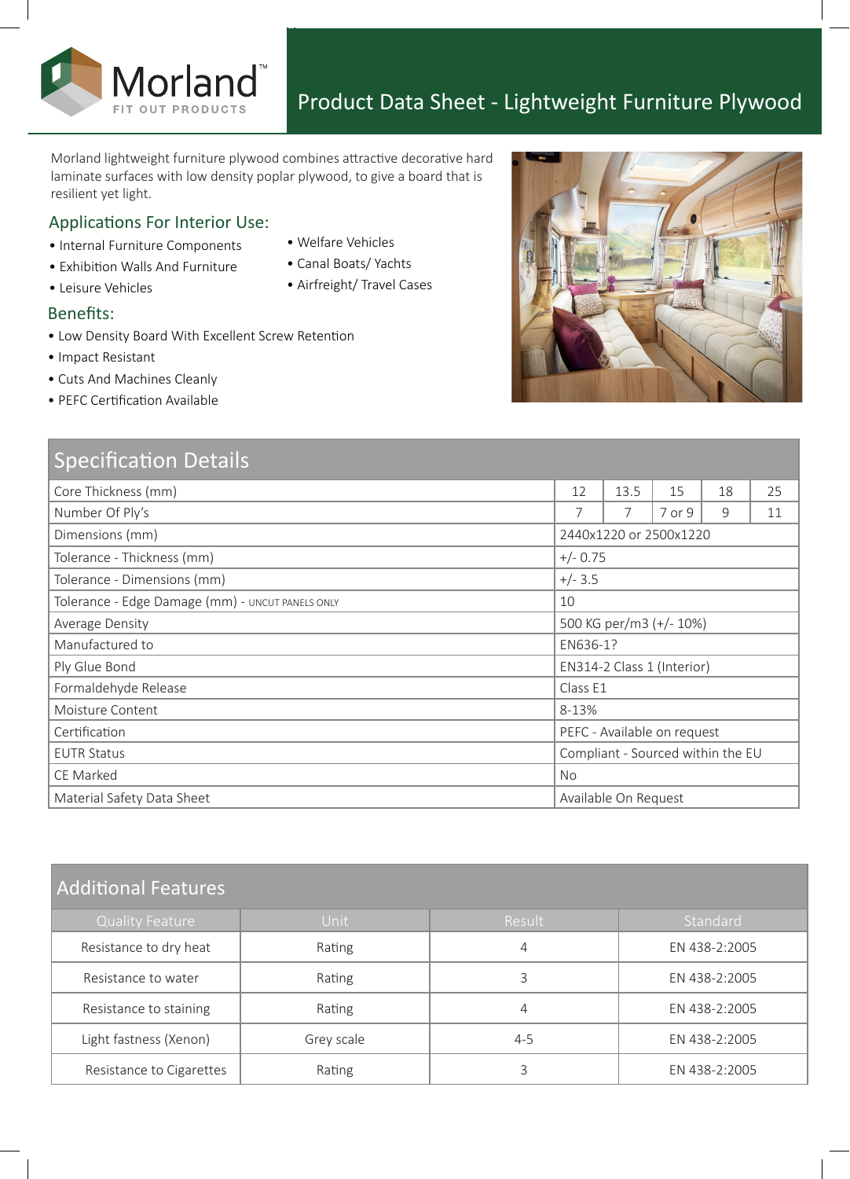Morland™
FIT OUT PRODUCTS

# Product Data Sheet - Lightweight Furniture Plywood

Morland lightweight furniture plywood combines attractive decorative hard laminate surfaces with low density poplar plywood, to give a board that is resilient yet light.

## Applications For Interior Use:

- Internal Furniture Components
- Exhibition Walls And Furniture
- Leisure Vehicles
- Welfare Vehicles
- Canal Boats/ Yachts
- Airfreight/ Travel Cases

## Benefits:

- Low Density Board With Excellent Screw Retention
- Impact Resistant
- Cuts And Machines Cleanly
- PEFC Certification Available

## Specification Details

| Specification Details | | | | | |
|---|---|---|---|---|---|
| Core Thickness (mm) | 12 | 13.5 | 15 | 18 | 25 |
| Number Of Ply's | 7 | 7 | 7 or 9 | 9 | 11 |
| Dimensions (mm) | 2440x1220 or 2500x1220 | | | | |
| Tolerance - Thickness (mm) | +/- 0.75 | | | | |
| Tolerance - Dimensions (mm) | +/- 3.5 | | | | |
| Tolerance - Edge Damage (mm) - UNCUT PANELS ONLY | 10 | | | | |
| Average Density | 500 KG per/m3 (+/- 10%) | | | | |
| Manufactured to | EN636-1? | | | | |
| Ply Glue Bond | EN314-2 Class 1 (Interior) | | | | |
| Formaldehyde Release | Class E1 | | | | |
| Moisture Content | 8-13% | | | | |
| Certification | PEFC - Available on request | | | | |
| EUTR Status | Compliant - Sourced within the EU | | | | |
| CE Marked | No | | | | |
| Material Safety Data Sheet | Available On Request | | | | |

## Additional Features

| Quality Feature | Unit | Result | Standard |
|---|---|---|---|
| Resistance to dry heat | Rating | 4 | EN 438-2:2005 |
| Resistance to water | Rating | 3 | EN 438-2:2005 |
| Resistance to staining | Rating | 4 | EN 438-2:2005 |
| Light fastness (Xenon) | Grey scale | 4-5 | EN 438-2:2005 |
| Resistance to Cigarettes | Rating | 3 | EN 438-2:2005 |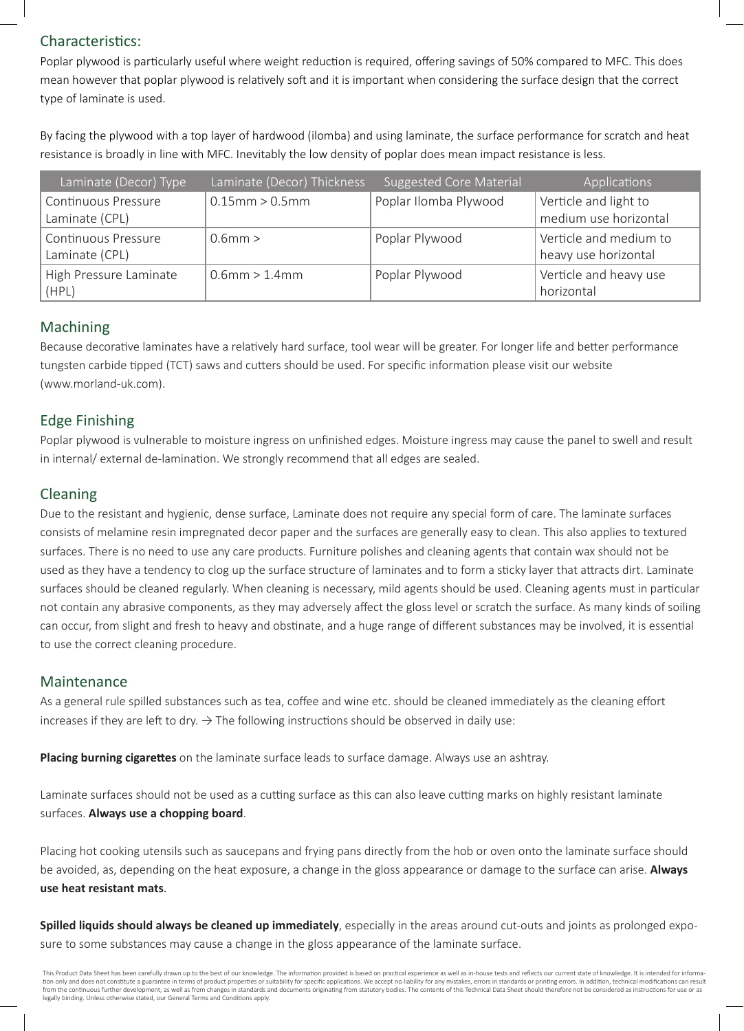## Characteristics:

Poplar plywood is particularly useful where weight reduction is required, offering savings of 50% compared to MFC. This does mean however that poplar plywood is relatively soft and it is important when considering the surface design that the correct type of laminate is used.

By facing the plywood with a top layer of hardwood (ilomba) and using laminate, the surface performance for scratch and heat resistance is broadly in line with MFC. Inevitably the low density of poplar does mean impact resistance is less.

| Laminate (Decor) Type | Laminate (Decor) Thickness | Suggested Core Material | Applications |
|---|---|---|---|
| Continuous Pressure Laminate (CPL) | 0.15mm > 0.5mm | Poplar Ilomba Plywood | Verticle and light to medium use horizontal |
| Continuous Pressure Laminate (CPL) | 0.6mm > | Poplar Plywood | Verticle and medium to heavy use horizontal |
| High Pressure Laminate (HPL) | 0.6mm > 1.4mm | Poplar Plywood | Verticle and heavy use horizontal |

## Machining

Because decorative laminates have a relatively hard surface, tool wear will be greater. For longer life and better performance tungsten carbide tipped (TCT) saws and cutters should be used. For specific information please visit our website (www.morland-uk.com).

## Edge Finishing

Poplar plywood is vulnerable to moisture ingress on unfinished edges. Moisture ingress may cause the panel to swell and result in internal/ external de-lamination. We strongly recommend that all edges are sealed.

## Cleaning

Due to the resistant and hygienic, dense surface, Laminate does not require any special form of care. The laminate surfaces consists of melamine resin impregnated decor paper and the surfaces are generally easy to clean. This also applies to textured surfaces. There is no need to use any care products. Furniture polishes and cleaning agents that contain wax should not be used as they have a tendency to clog up the surface structure of laminates and to form a sticky layer that attracts dirt. Laminate surfaces should be cleaned regularly. When cleaning is necessary, mild agents should be used. Cleaning agents must in particular not contain any abrasive components, as they may adversely affect the gloss level or scratch the surface. As many kinds of soiling can occur, from slight and fresh to heavy and obstinate, and a huge range of different substances may be involved, it is essential to use the correct cleaning procedure.

## Maintenance

As a general rule spilled substances such as tea, coffee and wine etc. should be cleaned immediately as the cleaning effort increases if they are left to dry. → The following instructions should be observed in daily use:

**Placing burning cigarettes** on the laminate surface leads to surface damage. Always use an ashtray.

Laminate surfaces should not be used as a cutting surface as this can also leave cutting marks on highly resistant laminate surfaces. **Always use a chopping board**.

Placing hot cooking utensils such as saucepans and frying pans directly from the hob or oven onto the laminate surface should be avoided, as, depending on the heat exposure, a change in the gloss appearance or damage to the surface can arise. **Always use heat resistant mats**.

**Spilled liquids should always be cleaned up immediately**, especially in the areas around cut-outs and joints as prolonged exposure to some substances may cause a change in the gloss appearance of the laminate surface.

This Product Data Sheet has been carefully drawn up to the best of our knowledge. The information provided is based on practical experience as well as in-house tests and reflects our current state of knowledge. It is intended for information only and does not constitute a guarantee in terms of product properties or suitability for specific applications. We accept no liability for any mistakes, errors in standards or printing errors. In addition, technical modifications can result from the continuous further development, as well as from changes in standards and documents originating from statutory bodies. The contents of this Technical Data Sheet should therefore not be considered as instructions for use or as legally binding. Unless otherwise stated, our General Terms and Conditions apply.